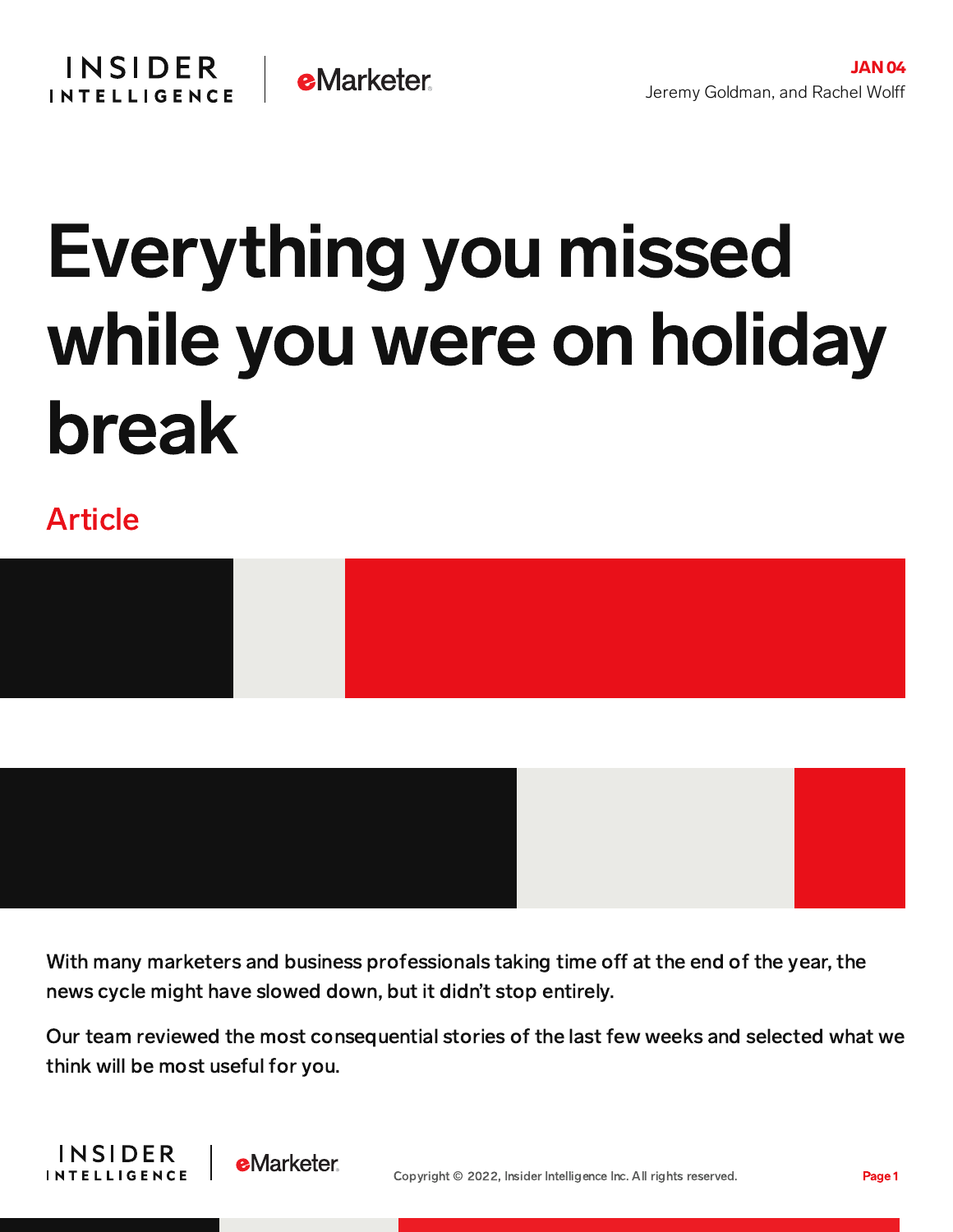JAN 04

Jeremy Goldman, and Rachel Wolff

# Everything you missed while you were on holiday break

Article

With many marketers and business professionals taking time off at the end of the year, the news cycle might have slowed down, but it didn't stop entirely.

Our team reviewed the most consequential stories of the last few weeks and selected what we think will be most useful for you.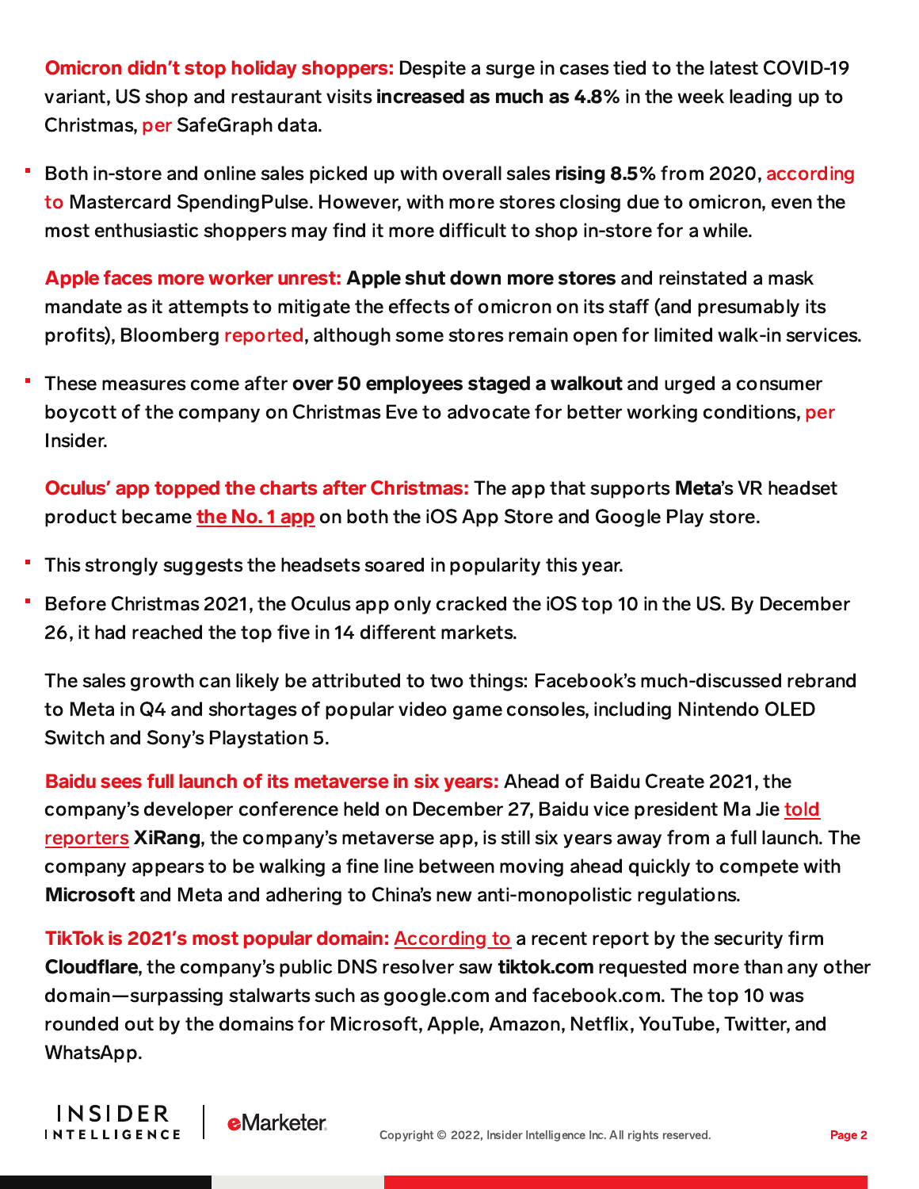**Omicron didn't stop holiday shoppers:** Despite a surge in cases tied to the latest COVID-19 variant, US shop and restaurant visits **increased as much as 4.8%** in the week leading up to Christmas, per SafeGraph data.

- Both in-store and online sales picked up with overall sales **rising 8.5%** from 2020, according to Mastercard SpendingPulse. However, with more stores closing due to omicron, even the most enthusiastic shoppers may find it more difficult to shop in-store for a while.

**Apple faces more worker unrest:** **Apple shut down more stores** and reinstated a mask mandate as it attempts to mitigate the effects of omicron on its staff (and presumably its profits), Bloomberg reported, although some stores remain open for limited walk-in services.

- These measures come after **over 50 employees staged a walkout** and urged a consumer boycott of the company on Christmas Eve to advocate for better working conditions, per Insider.

**Oculus' app topped the charts after Christmas:** The app that supports **Meta**'s VR headset product became the No. 1 app on both the iOS App Store and Google Play store.

- This strongly suggests the headsets soared in popularity this year.
- Before Christmas 2021, the Oculus app only cracked the iOS top 10 in the US. By December 26, it had reached the top five in 14 different markets.

The sales growth can likely be attributed to two things: Facebook's much-discussed rebrand to Meta in Q4 and shortages of popular video game consoles, including Nintendo OLED Switch and Sony's Playstation 5.

**Baidu sees full launch of its metaverse in six years:** Ahead of Baidu Create 2021, the company's developer conference held on December 27, Baidu vice president Ma Jie told reporters **XiRang**, the company's metaverse app, is still six years away from a full launch. The company appears to be walking a fine line between moving ahead quickly to compete with **Microsoft** and Meta and adhering to China's new anti-monopolistic regulations.

**TikTok is 2021's most popular domain:** According to a recent report by the security firm **Cloudflare**, the company's public DNS resolver saw **tiktok.com** requested more than any other domain—surpassing stalwarts such as google.com and facebook.com. The top 10 was rounded out by the domains for Microsoft, Apple, Amazon, Netflix, YouTube, Twitter, and WhatsApp.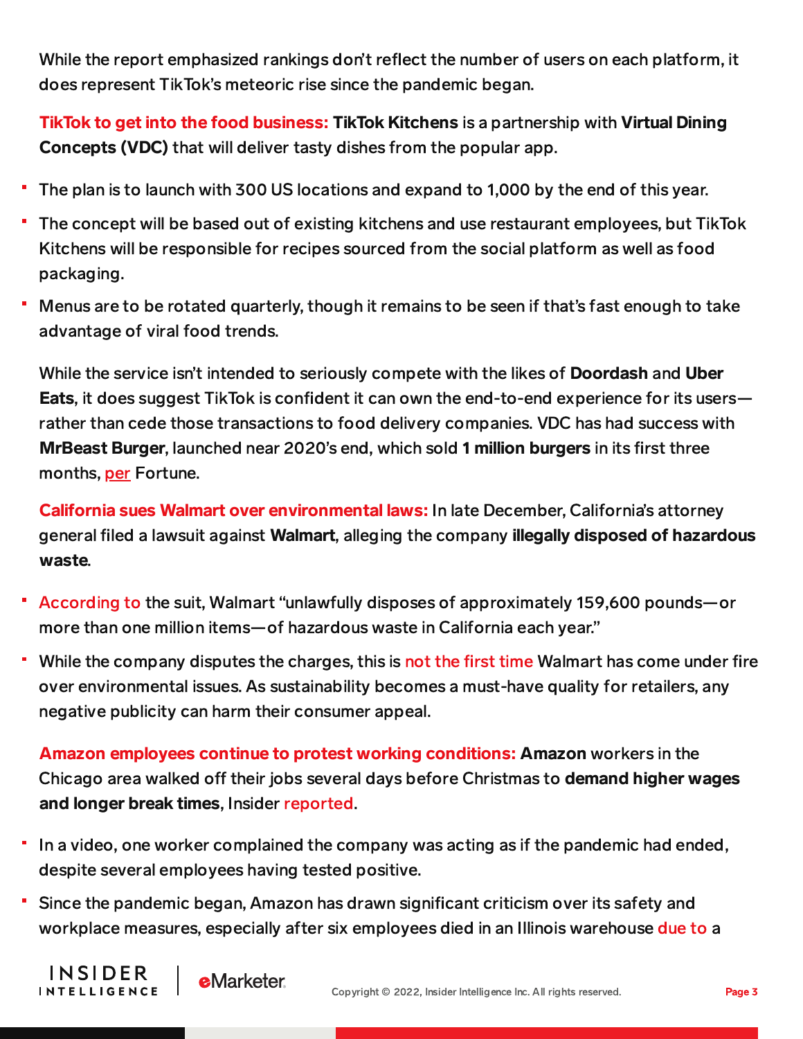While the report emphasized rankings don't reflect the number of users on each platform, it does represent TikTok's meteoric rise since the pandemic began.

**TikTok to get into the food business:** **TikTok Kitchens** is a partnership with **Virtual Dining Concepts (VDC)** that will deliver tasty dishes from the popular app.

- The plan is to launch with 300 US locations and expand to 1,000 by the end of this year.
- The concept will be based out of existing kitchens and use restaurant employees, but TikTok Kitchens will be responsible for recipes sourced from the social platform as well as food packaging.
- Menus are to be rotated quarterly, though it remains to be seen if that's fast enough to take advantage of viral food trends.

While the service isn't intended to seriously compete with the likes of **Doordash** and **Uber Eats**, it does suggest TikTok is confident it can own the end-to-end experience for its users—rather than cede those transactions to food delivery companies. VDC has had success with **MrBeast Burger**, launched near 2020's end, which sold **1 million burgers** in its first three months, per Fortune.

**California sues Walmart over environmental laws:** In late December, California's attorney general filed a lawsuit against **Walmart**, alleging the company **illegally disposed of hazardous waste**.

- According to the suit, Walmart "unlawfully disposes of approximately 159,600 pounds—or more than one million items—of hazardous waste in California each year."
- While the company disputes the charges, this is not the first time Walmart has come under fire over environmental issues. As sustainability becomes a must-have quality for retailers, any negative publicity can harm their consumer appeal.

**Amazon employees continue to protest working conditions:** **Amazon** workers in the Chicago area walked off their jobs several days before Christmas to **demand higher wages and longer break times**, Insider reported.

- In a video, one worker complained the company was acting as if the pandemic had ended, despite several employees having tested positive.
- Since the pandemic began, Amazon has drawn significant criticism over its safety and workplace measures, especially after six employees died in an Illinois warehouse due to a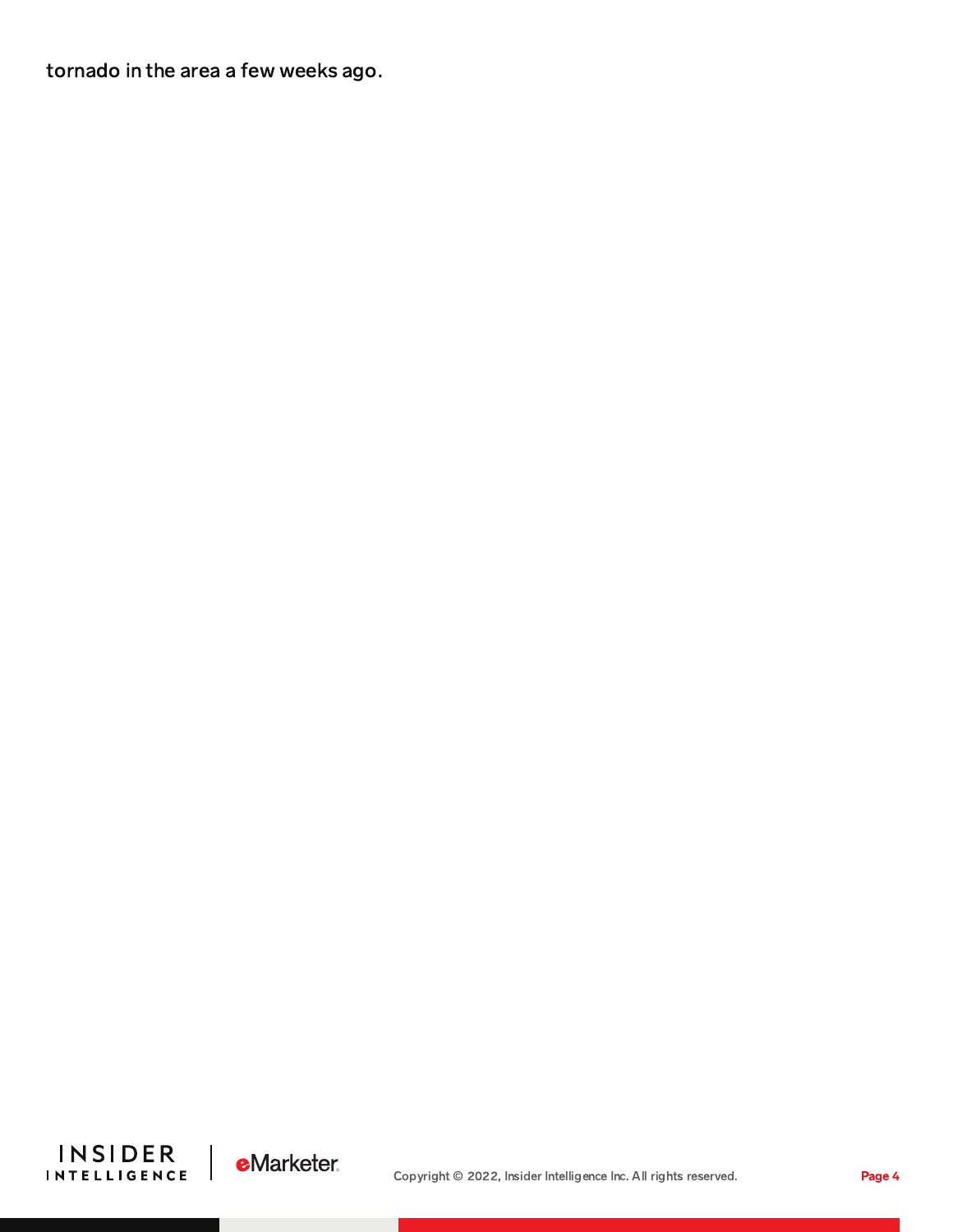tornado in the area a few weeks ago.